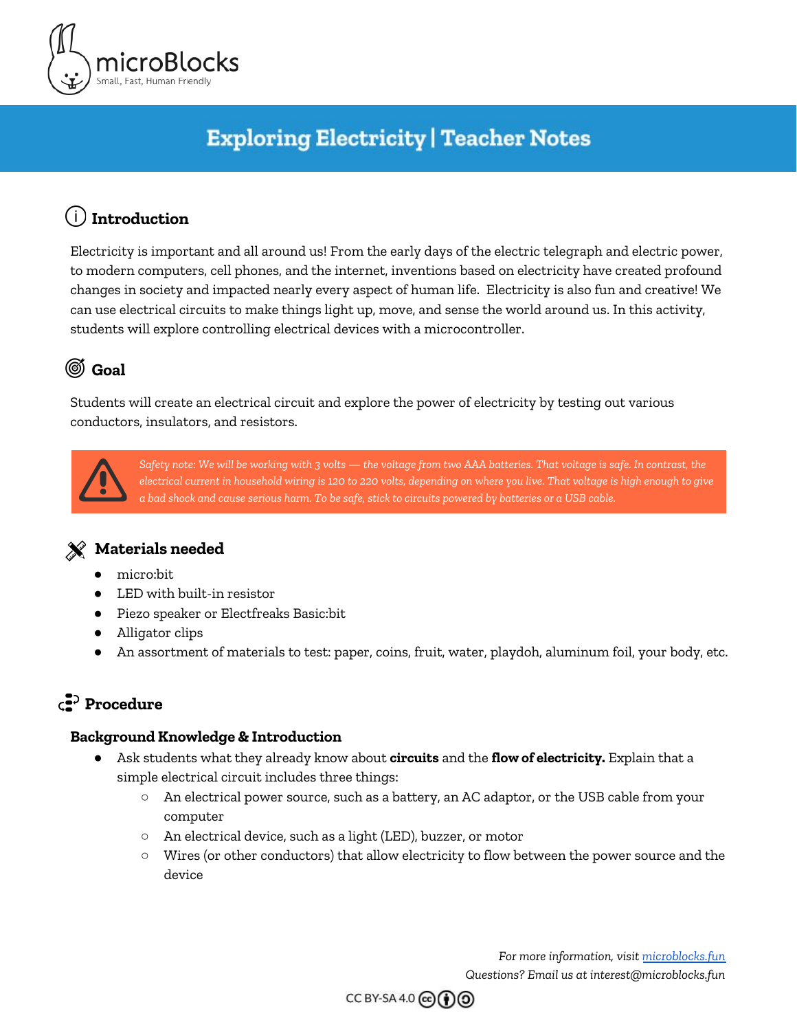microBlocks
Small, Fast, Human Friendly

# Exploring Electricity | Teacher Notes

## Introduction

Electricity is important and all around us! From the early days of the electric telegraph and electric power, to modern computers, cell phones, and the internet, inventions based on electricity have created profound changes in society and impacted nearly every aspect of human life. Electricity is also fun and creative! We can use electrical circuits to make things light up, move, and sense the world around us. In this activity, students will explore controlling electrical devices with a microcontroller.

## Goal

Students will create an electrical circuit and explore the power of electricity by testing out various conductors, insulators, and resistors.

> *Safety note: We will be working with 3 volts — the voltage from two AAA batteries. That voltage is safe. In contrast, the electrical current in household wiring is 120 to 220 volts, depending on where you live. That voltage is high enough to give a bad shock and cause serious harm. To be safe, stick to circuits powered by batteries or a USB cable.*

## Materials needed

- micro:bit
- LED with built-in resistor
- Piezo speaker or Electfreaks Basic:bit
- Alligator clips
- An assortment of materials to test: paper, coins, fruit, water, playdoh, aluminum foil, your body, etc.

## Procedure

### Background Knowledge & Introduction

- Ask students what they already know about **circuits** and the **flow of electricity.** Explain that a simple electrical circuit includes three things:
  - An electrical power source, such as a battery, an AC adaptor, or the USB cable from your computer
  - An electrical device, such as a light (LED), buzzer, or motor
  - Wires (or other conductors) that allow electricity to flow between the power source and the device

*For more information, visit [microblocks.fun](https://microblocks.fun)*
*Questions? Email us at interest@microblocks.fun*

CC BY-SA 4.0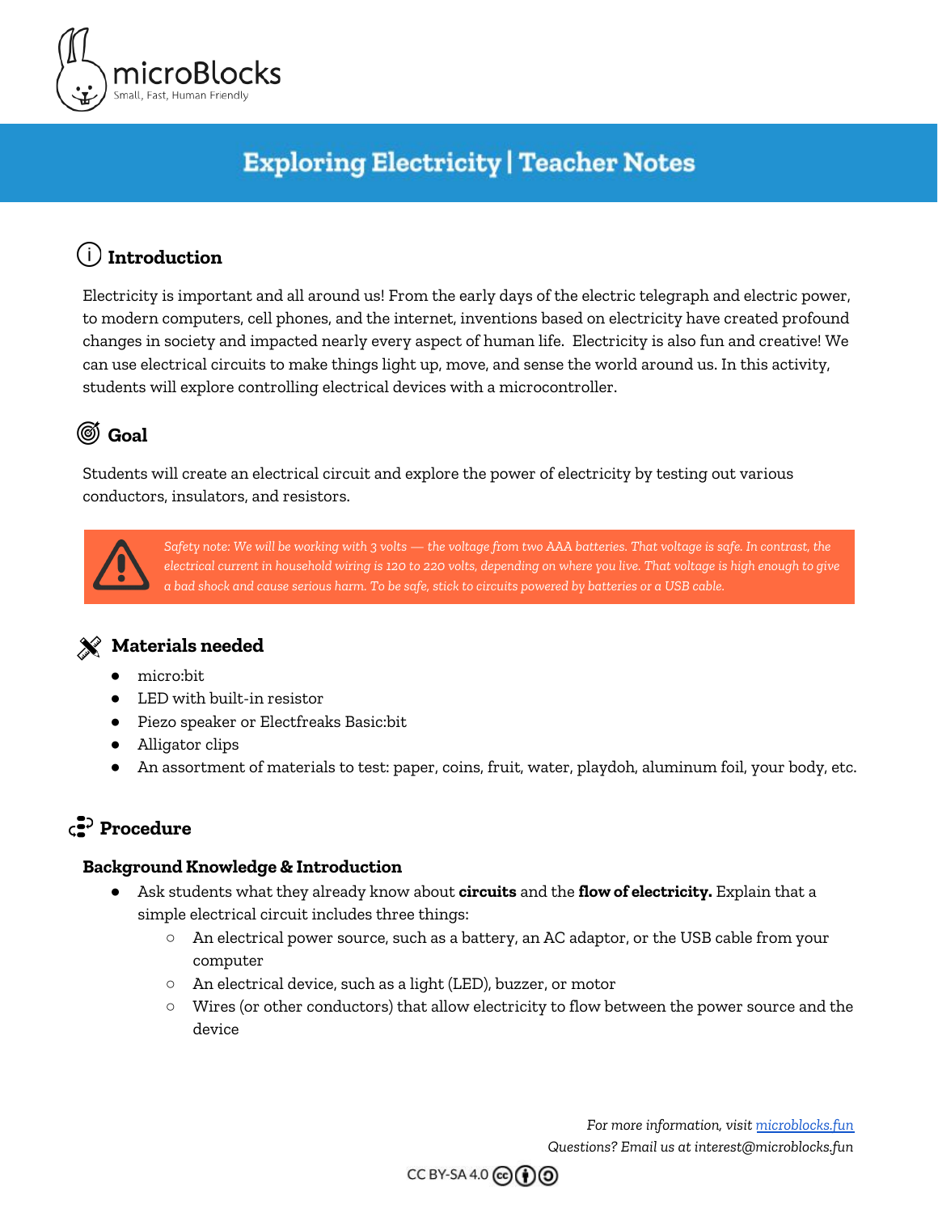microBlocks
Small, Fast, Human Friendly

# Exploring Electricity | Teacher Notes

## Introduction

Electricity is important and all around us! From the early days of the electric telegraph and electric power, to modern computers, cell phones, and the internet, inventions based on electricity have created profound changes in society and impacted nearly every aspect of human life. Electricity is also fun and creative! We can use electrical circuits to make things light up, move, and sense the world around us. In this activity, students will explore controlling electrical devices with a microcontroller.

## Goal

Students will create an electrical circuit and explore the power of electricity by testing out various conductors, insulators, and resistors.

*Safety note: We will be working with 3 volts — the voltage from two AAA batteries. That voltage is safe. In contrast, the electrical current in household wiring is 120 to 220 volts, depending on where you live. That voltage is high enough to give a bad shock and cause serious harm. To be safe, stick to circuits powered by batteries or a USB cable.*

## Materials needed

- micro:bit
- LED with built-in resistor
- Piezo speaker or Electfreaks Basic:bit
- Alligator clips
- An assortment of materials to test: paper, coins, fruit, water, playdoh, aluminum foil, your body, etc.

## Procedure

### Background Knowledge & Introduction

- Ask students what they already know about **circuits** and the **flow of electricity.** Explain that a simple electrical circuit includes three things:
  - An electrical power source, such as a battery, an AC adaptor, or the USB cable from your computer
  - An electrical device, such as a light (LED), buzzer, or motor
  - Wires (or other conductors) that allow electricity to flow between the power source and the device

*For more information, visit microblocks.fun*
*Questions? Email us at interest@microblocks.fun*

CC BY-SA 4.0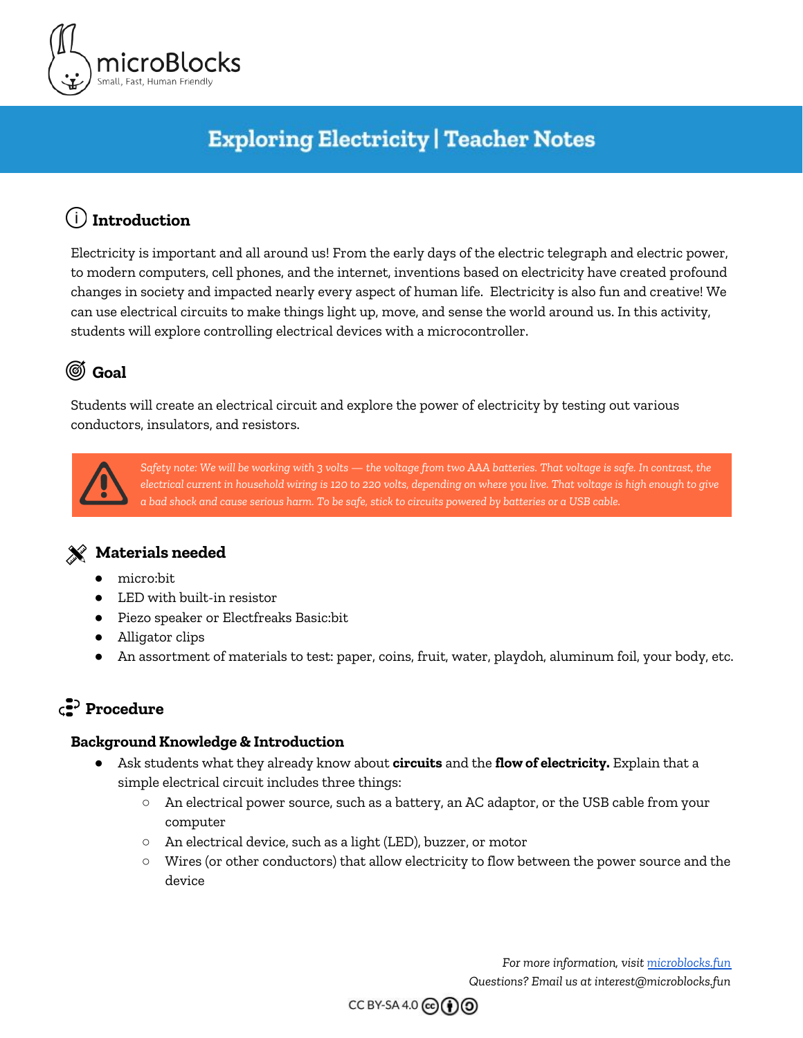microBlocks
Small, Fast, Human Friendly

# Exploring Electricity | Teacher Notes

## Introduction

Electricity is important and all around us! From the early days of the electric telegraph and electric power, to modern computers, cell phones, and the internet, inventions based on electricity have created profound changes in society and impacted nearly every aspect of human life. Electricity is also fun and creative! We can use electrical circuits to make things light up, move, and sense the world around us. In this activity, students will explore controlling electrical devices with a microcontroller.

## Goal

Students will create an electrical circuit and explore the power of electricity by testing out various conductors, insulators, and resistors.

> *Safety note: We will be working with 3 volts — the voltage from two AAA batteries. That voltage is safe. In contrast, the electrical current in household wiring is 120 to 220 volts, depending on where you live. That voltage is high enough to give a bad shock and cause serious harm. To be safe, stick to circuits powered by batteries or a USB cable.*

## Materials needed

- micro:bit
- LED with built-in resistor
- Piezo speaker or Electfreaks Basic:bit
- Alligator clips
- An assortment of materials to test: paper, coins, fruit, water, playdoh, aluminum foil, your body, etc.

## Procedure

### Background Knowledge & Introduction

- Ask students what they already know about **circuits** and the **flow of electricity.** Explain that a simple electrical circuit includes three things:
  - An electrical power source, such as a battery, an AC adaptor, or the USB cable from your computer
  - An electrical device, such as a light (LED), buzzer, or motor
  - Wires (or other conductors) that allow electricity to flow between the power source and the device

*For more information, visit [microblocks.fun](https://microblocks.fun)*
*Questions? Email us at interest@microblocks.fun*

CC BY-SA 4.0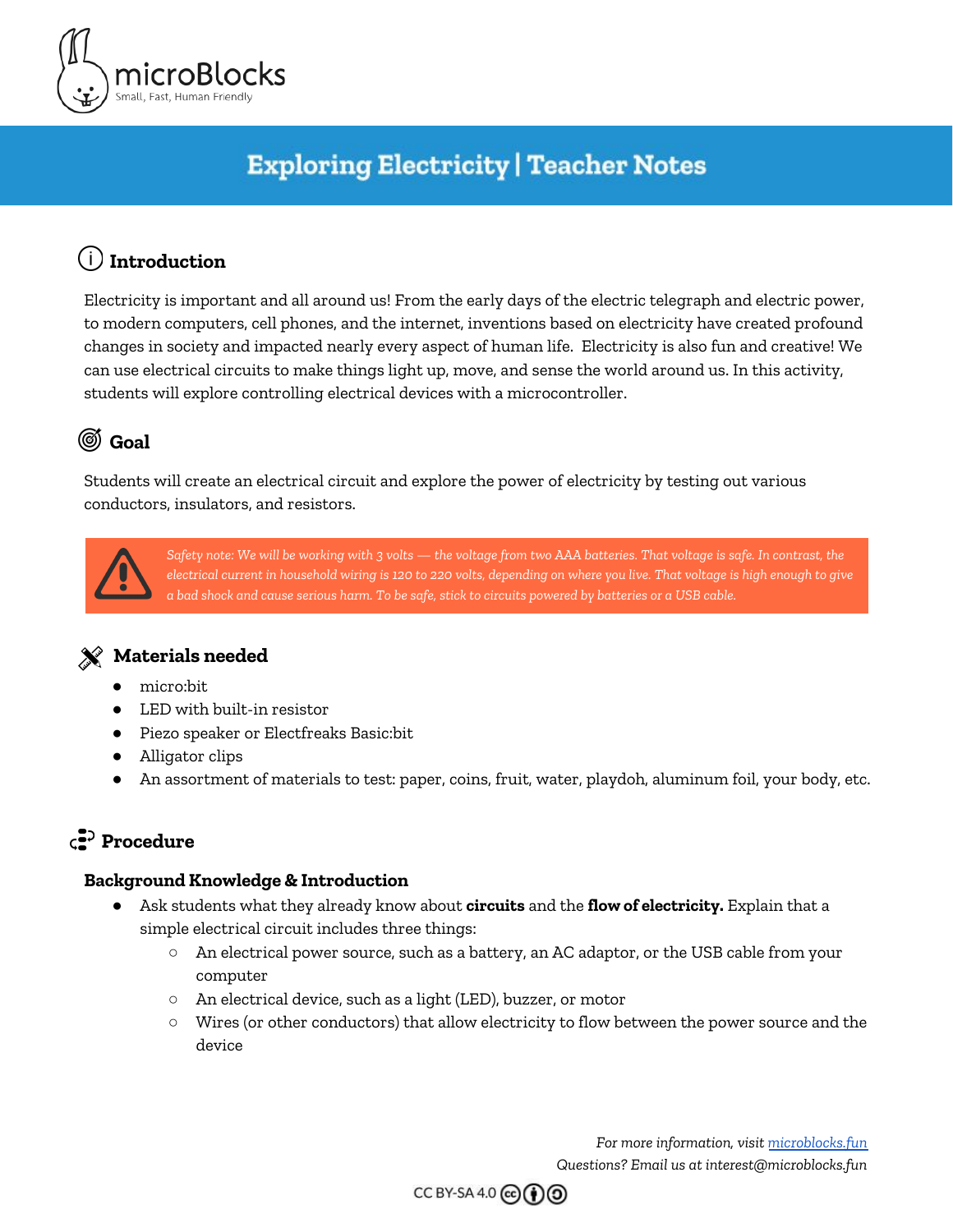microBlocks
Small, Fast, Human Friendly

# Exploring Electricity | Teacher Notes

## Introduction

Electricity is important and all around us! From the early days of the electric telegraph and electric power, to modern computers, cell phones, and the internet, inventions based on electricity have created profound changes in society and impacted nearly every aspect of human life. Electricity is also fun and creative! We can use electrical circuits to make things light up, move, and sense the world around us. In this activity, students will explore controlling electrical devices with a microcontroller.

## Goal

Students will create an electrical circuit and explore the power of electricity by testing out various conductors, insulators, and resistors.

*Safety note: We will be working with 3 volts — the voltage from two AAA batteries. That voltage is safe. In contrast, the electrical current in household wiring is 120 to 220 volts, depending on where you live. That voltage is high enough to give a bad shock and cause serious harm. To be safe, stick to circuits powered by batteries or a USB cable.*

## Materials needed

- micro:bit
- LED with built-in resistor
- Piezo speaker or Electfreaks Basic:bit
- Alligator clips
- An assortment of materials to test: paper, coins, fruit, water, playdoh, aluminum foil, your body, etc.

## Procedure

### Background Knowledge & Introduction

- Ask students what they already know about **circuits** and the **flow of electricity.** Explain that a simple electrical circuit includes three things:
  - An electrical power source, such as a battery, an AC adaptor, or the USB cable from your computer
  - An electrical device, such as a light (LED), buzzer, or motor
  - Wires (or other conductors) that allow electricity to flow between the power source and the device

*For more information, visit microblocks.fun*
*Questions? Email us at interest@microblocks.fun*

CC BY-SA 4.0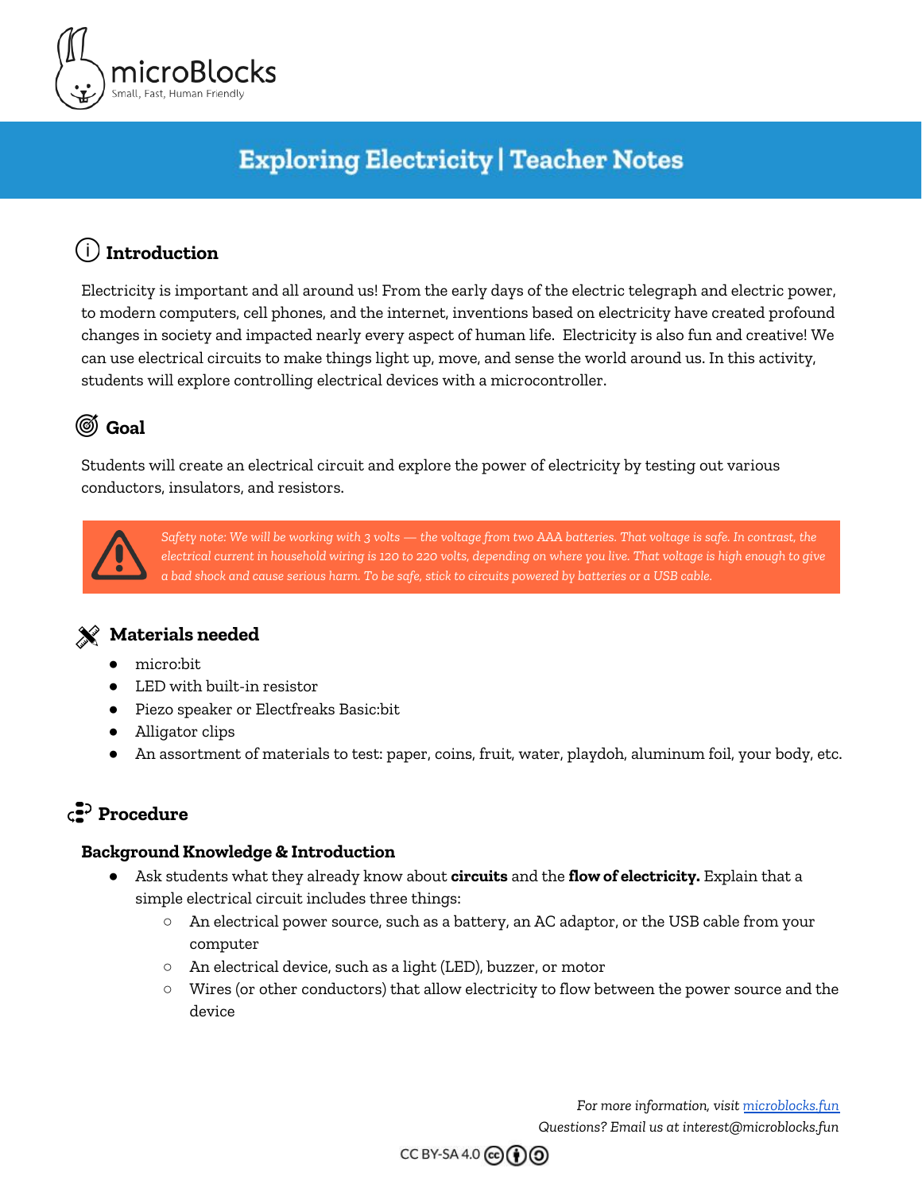microBlocks
Small, Fast, Human Friendly

# Exploring Electricity | Teacher Notes

## Introduction

Electricity is important and all around us! From the early days of the electric telegraph and electric power, to modern computers, cell phones, and the internet, inventions based on electricity have created profound changes in society and impacted nearly every aspect of human life. Electricity is also fun and creative! We can use electrical circuits to make things light up, move, and sense the world around us. In this activity, students will explore controlling electrical devices with a microcontroller.

## Goal

Students will create an electrical circuit and explore the power of electricity by testing out various conductors, insulators, and resistors.

*Safety note: We will be working with 3 volts — the voltage from two AAA batteries. That voltage is safe. In contrast, the electrical current in household wiring is 120 to 220 volts, depending on where you live. That voltage is high enough to give a bad shock and cause serious harm. To be safe, stick to circuits powered by batteries or a USB cable.*

## Materials needed

- micro:bit
- LED with built-in resistor
- Piezo speaker or Electfreaks Basic:bit
- Alligator clips
- An assortment of materials to test: paper, coins, fruit, water, playdoh, aluminum foil, your body, etc.

## Procedure

### Background Knowledge & Introduction

- Ask students what they already know about **circuits** and the **flow of electricity.** Explain that a simple electrical circuit includes three things:
  - An electrical power source, such as a battery, an AC adaptor, or the USB cable from your computer
  - An electrical device, such as a light (LED), buzzer, or motor
  - Wires (or other conductors) that allow electricity to flow between the power source and the device

*For more information, visit [microblocks.fun](microblocks.fun)*
*Questions? Email us at interest@microblocks.fun*

CC BY-SA 4.0